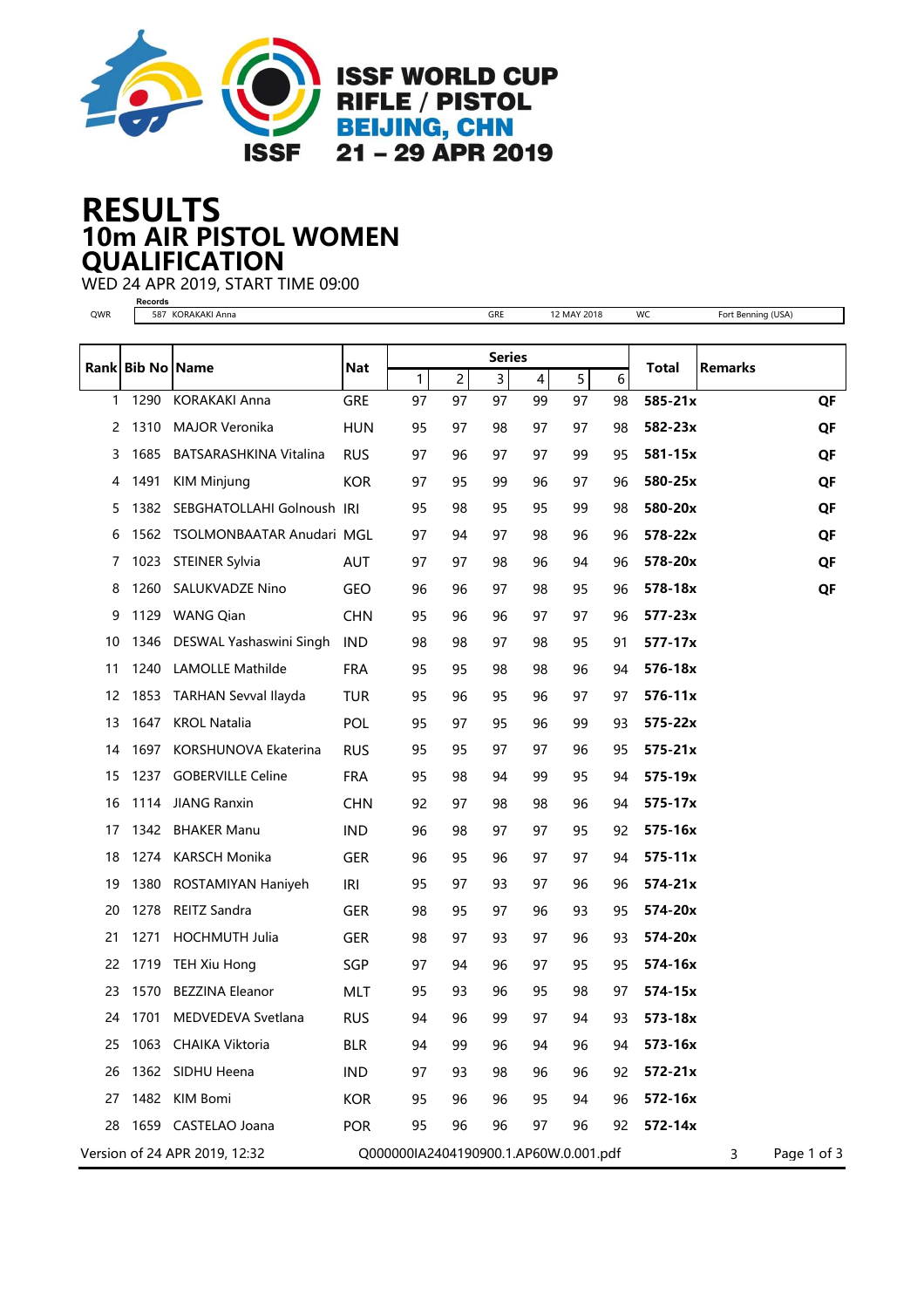ISSF WORLD CUP
RIFLE / PISTOL
BEIJING, CHN
21 – 29 APR 2019

# RESULTS
## 10m AIR PISTOL WOMEN
## QUALIFICATION

WED 24 APR 2019, START TIME 09:00

| | Records | | | | |
|---|---|---|---|---|---|
| QWR | 587 KORAKAKI Anna | GRE | 12 MAY 2018 | WC | Fort Benning (USA) |

| Rank | Bib No | Name | Nat | Series 1 | 2 | 3 | 4 | 5 | 6 | Total | Remarks |
|---|---|---|---|---|---|---|---|---|---|---|---|
| 1 | 1290 | KORAKAKI Anna | GRE | 97 | 97 | 97 | 99 | 97 | 98 | **585-21x** | **QF** |
| 2 | 1310 | MAJOR Veronika | HUN | 95 | 97 | 98 | 97 | 97 | 98 | **582-23x** | **QF** |
| 3 | 1685 | BATSARASHKINA Vitalina | RUS | 97 | 96 | 97 | 97 | 99 | 95 | **581-15x** | **QF** |
| 4 | 1491 | KIM Minjung | KOR | 97 | 95 | 99 | 96 | 97 | 96 | **580-25x** | **QF** |
| 5 | 1382 | SEBGHATOLLAHI Golnoush | IRI | 95 | 98 | 95 | 95 | 99 | 98 | **580-20x** | **QF** |
| 6 | 1562 | TSOLMONBAATAR Anudari | MGL | 97 | 94 | 97 | 98 | 96 | 96 | **578-22x** | **QF** |
| 7 | 1023 | STEINER Sylvia | AUT | 97 | 97 | 98 | 96 | 94 | 96 | **578-20x** | **QF** |
| 8 | 1260 | SALUKVADZE Nino | GEO | 96 | 96 | 97 | 98 | 95 | 96 | **578-18x** | **QF** |
| 9 | 1129 | WANG Qian | CHN | 95 | 96 | 96 | 97 | 97 | 96 | **577-23x** | |
| 10 | 1346 | DESWAL Yashaswini Singh | IND | 98 | 98 | 97 | 98 | 95 | 91 | **577-17x** | |
| 11 | 1240 | LAMOLLE Mathilde | FRA | 95 | 95 | 98 | 98 | 96 | 94 | **576-18x** | |
| 12 | 1853 | TARHAN Sevval Ilayda | TUR | 95 | 96 | 95 | 96 | 97 | 97 | **576-11x** | |
| 13 | 1647 | KROL Natalia | POL | 95 | 97 | 95 | 96 | 99 | 93 | **575-22x** | |
| 14 | 1697 | KORSHUNOVA Ekaterina | RUS | 95 | 95 | 97 | 97 | 96 | 95 | **575-21x** | |
| 15 | 1237 | GOBERVILLE Celine | FRA | 95 | 98 | 94 | 99 | 95 | 94 | **575-19x** | |
| 16 | 1114 | JIANG Ranxin | CHN | 92 | 97 | 98 | 98 | 96 | 94 | **575-17x** | |
| 17 | 1342 | BHAKER Manu | IND | 96 | 98 | 97 | 97 | 95 | 92 | **575-16x** | |
| 18 | 1274 | KARSCH Monika | GER | 96 | 95 | 96 | 97 | 97 | 94 | **575-11x** | |
| 19 | 1380 | ROSTAMIYAN Haniyeh | IRI | 95 | 97 | 93 | 97 | 96 | 96 | **574-21x** | |
| 20 | 1278 | REITZ Sandra | GER | 98 | 95 | 97 | 96 | 93 | 95 | **574-20x** | |
| 21 | 1271 | HOCHMUTH Julia | GER | 98 | 97 | 93 | 97 | 96 | 93 | **574-20x** | |
| 22 | 1719 | TEH Xiu Hong | SGP | 97 | 94 | 96 | 97 | 95 | 95 | **574-16x** | |
| 23 | 1570 | BEZZINA Eleanor | MLT | 95 | 93 | 96 | 95 | 98 | 97 | **574-15x** | |
| 24 | 1701 | MEDVEDEVA Svetlana | RUS | 94 | 96 | 99 | 97 | 94 | 93 | **573-18x** | |
| 25 | 1063 | CHAIKA Viktoria | BLR | 94 | 99 | 96 | 94 | 96 | 94 | **573-16x** | |
| 26 | 1362 | SIDHU Heena | IND | 97 | 93 | 98 | 96 | 96 | 92 | **572-21x** | |
| 27 | 1482 | KIM Bomi | KOR | 95 | 96 | 96 | 95 | 94 | 96 | **572-16x** | |
| 28 | 1659 | CASTELAO Joana | POR | 95 | 96 | 96 | 97 | 96 | 92 | **572-14x** | |

Version of 24 APR 2019, 12:32 Q000000IA2404190900.1.AP60W.0.001.pdf 3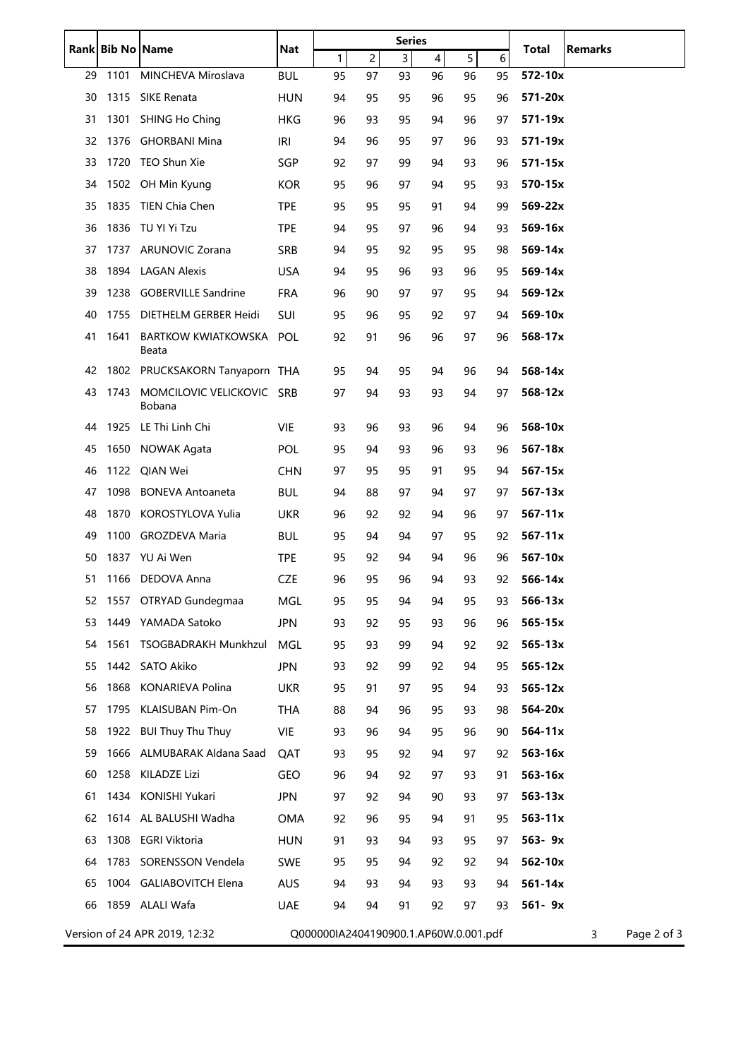| Rank | Bib No | Name | Nat | Series | | | | | | Total | Remarks |
|---|---|---|---|---|---|---|---|---|---|---|---|
| | | | | 1 | 2 | 3 | 4 | 5 | 6 | | |
| 29 | 1101 | MINCHEVA Miroslava | BUL | 95 | 97 | 93 | 96 | 96 | 95 | **572-10x** | |
| 30 | 1315 | SIKE Renata | HUN | 94 | 95 | 95 | 96 | 95 | 96 | **571-20x** | |
| 31 | 1301 | SHING Ho Ching | HKG | 96 | 93 | 95 | 94 | 96 | 97 | **571-19x** | |
| 32 | 1376 | GHORBANI Mina | IRI | 94 | 96 | 95 | 97 | 96 | 93 | **571-19x** | |
| 33 | 1720 | TEO Shun Xie | SGP | 92 | 97 | 99 | 94 | 93 | 96 | **571-15x** | |
| 34 | 1502 | OH Min Kyung | KOR | 95 | 96 | 97 | 94 | 95 | 93 | **570-15x** | |
| 35 | 1835 | TIEN Chia Chen | TPE | 95 | 95 | 95 | 91 | 94 | 99 | **569-22x** | |
| 36 | 1836 | TU YI Yi Tzu | TPE | 94 | 95 | 97 | 96 | 94 | 93 | **569-16x** | |
| 37 | 1737 | ARUNOVIC Zorana | SRB | 94 | 95 | 92 | 95 | 95 | 98 | **569-14x** | |
| 38 | 1894 | LAGAN Alexis | USA | 94 | 95 | 96 | 93 | 96 | 95 | **569-14x** | |
| 39 | 1238 | GOBERVILLE Sandrine | FRA | 96 | 90 | 97 | 97 | 95 | 94 | **569-12x** | |
| 40 | 1755 | DIETHELM GERBER Heidi | SUI | 95 | 96 | 95 | 92 | 97 | 94 | **569-10x** | |
| 41 | 1641 | BARTKOW KWIATKOWSKA Beata | POL | 92 | 91 | 96 | 96 | 97 | 96 | **568-17x** | |
| 42 | 1802 | PRUCKSAKORN Tanyaporn | THA | 95 | 94 | 95 | 94 | 96 | 94 | **568-14x** | |
| 43 | 1743 | MOMCILOVIC VELICKOVIC Bobana | SRB | 97 | 94 | 93 | 93 | 94 | 97 | **568-12x** | |
| 44 | 1925 | LE Thi Linh Chi | VIE | 93 | 96 | 93 | 96 | 94 | 96 | **568-10x** | |
| 45 | 1650 | NOWAK Agata | POL | 95 | 94 | 93 | 96 | 93 | 96 | **567-18x** | |
| 46 | 1122 | QIAN Wei | CHN | 97 | 95 | 95 | 91 | 95 | 94 | **567-15x** | |
| 47 | 1098 | BONEVA Antoaneta | BUL | 94 | 88 | 97 | 94 | 97 | 97 | **567-13x** | |
| 48 | 1870 | KOROSTYLOVA Yulia | UKR | 96 | 92 | 92 | 94 | 96 | 97 | **567-11x** | |
| 49 | 1100 | GROZDEVA Maria | BUL | 95 | 94 | 94 | 97 | 95 | 92 | **567-11x** | |
| 50 | 1837 | YU Ai Wen | TPE | 95 | 92 | 94 | 94 | 96 | 96 | **567-10x** | |
| 51 | 1166 | DEDOVA Anna | CZE | 96 | 95 | 96 | 94 | 93 | 92 | **566-14x** | |
| 52 | 1557 | OTRYAD Gundegmaa | MGL | 95 | 95 | 94 | 94 | 95 | 93 | **566-13x** | |
| 53 | 1449 | YAMADA Satoko | JPN | 93 | 92 | 95 | 93 | 96 | 96 | **565-15x** | |
| 54 | 1561 | TSOGBADRAKH Munkhzul | MGL | 95 | 93 | 99 | 94 | 92 | 92 | **565-13x** | |
| 55 | 1442 | SATO Akiko | JPN | 93 | 92 | 99 | 92 | 94 | 95 | **565-12x** | |
| 56 | 1868 | KONARIEVA Polina | UKR | 95 | 91 | 97 | 95 | 94 | 93 | **565-12x** | |
| 57 | 1795 | KLAISUBAN Pim-On | THA | 88 | 94 | 96 | 95 | 93 | 98 | **564-20x** | |
| 58 | 1922 | BUI Thuy Thu Thuy | VIE | 93 | 96 | 94 | 95 | 96 | 90 | **564-11x** | |
| 59 | 1666 | ALMUBARAK Aldana Saad | QAT | 93 | 95 | 92 | 94 | 97 | 92 | **563-16x** | |
| 60 | 1258 | KILADZE Lizi | GEO | 96 | 94 | 92 | 97 | 93 | 91 | **563-16x** | |
| 61 | 1434 | KONISHI Yukari | JPN | 97 | 92 | 94 | 90 | 93 | 97 | **563-13x** | |
| 62 | 1614 | AL BALUSHI Wadha | OMA | 92 | 96 | 95 | 94 | 91 | 95 | **563-11x** | |
| 63 | 1308 | EGRI Viktoria | HUN | 91 | 93 | 94 | 93 | 95 | 97 | **563- 9x** | |
| 64 | 1783 | SORENSSON Vendela | SWE | 95 | 95 | 94 | 92 | 92 | 94 | **562-10x** | |
| 65 | 1004 | GALIABOVITCH Elena | AUS | 94 | 93 | 94 | 93 | 93 | 94 | **561-14x** | |
| 66 | 1859 | ALALI Wafa | UAE | 94 | 94 | 91 | 92 | 97 | 93 | **561- 9x** | |

Version of 24 APR 2019, 12:32 Q000000IA2404190900.1.AP60W.0.001.pdf 3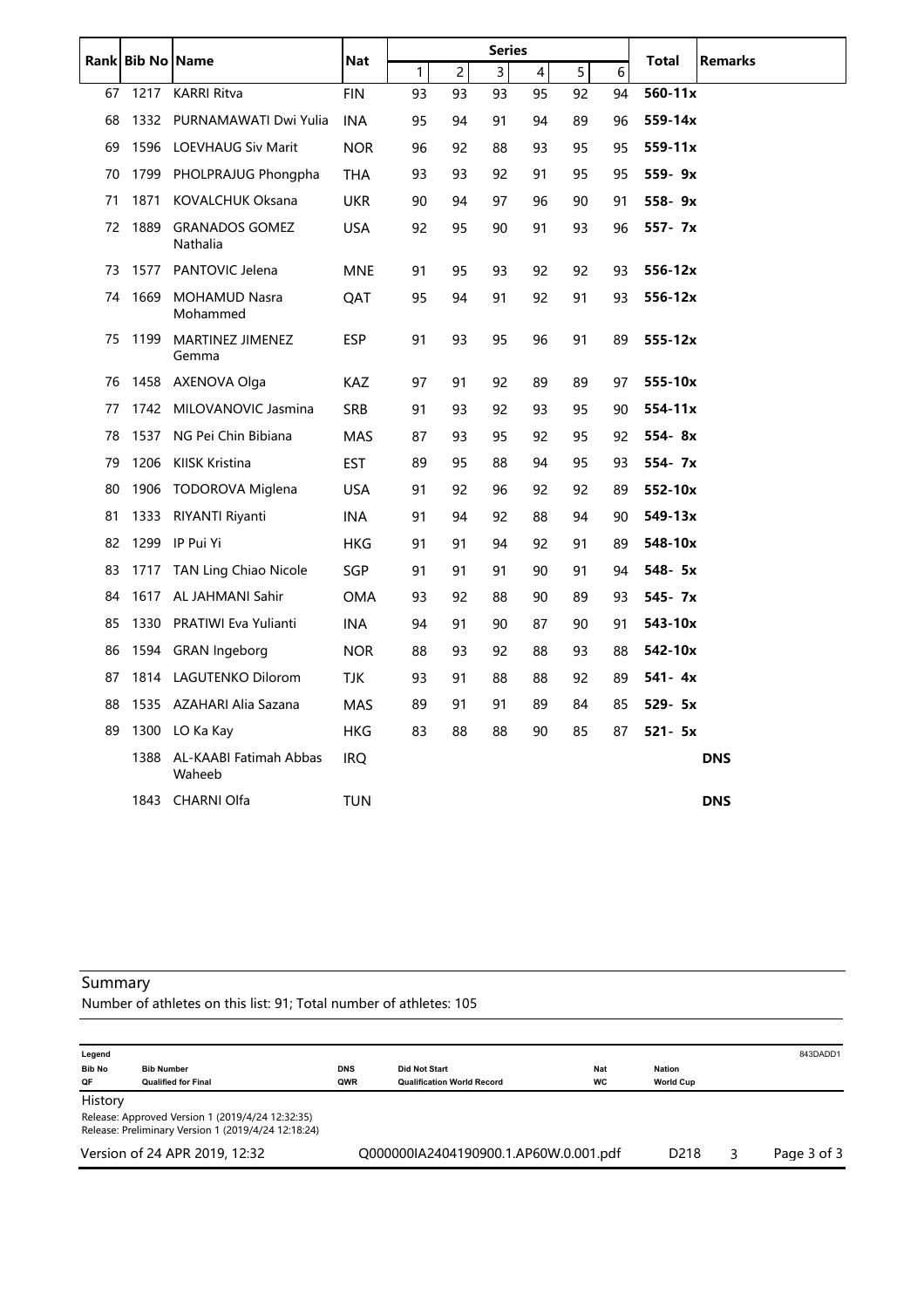| Rank | Bib No | Name | Nat | Series | | | | | | Total | Remarks |
|---|---|---|---|---|---|---|---|---|---|---|---|
| | | | | 1 | 2 | 3 | 4 | 5 | 6 | | |
| 67 | 1217 | KARRI Ritva | FIN | 93 | 93 | 93 | 95 | 92 | 94 | **560-11x** | |
| 68 | 1332 | PURNAMAWATI Dwi Yulia | INA | 95 | 94 | 91 | 94 | 89 | 96 | **559-14x** | |
| 69 | 1596 | LOEVHAUG Siv Marit | NOR | 96 | 92 | 88 | 93 | 95 | 95 | **559-11x** | |
| 70 | 1799 | PHOLPRAJUG Phongpha | THA | 93 | 93 | 92 | 91 | 95 | 95 | **559- 9x** | |
| 71 | 1871 | KOVALCHUK Oksana | UKR | 90 | 94 | 97 | 96 | 90 | 91 | **558- 9x** | |
| 72 | 1889 | GRANADOS GOMEZ Nathalia | USA | 92 | 95 | 90 | 91 | 93 | 96 | **557- 7x** | |
| 73 | 1577 | PANTOVIC Jelena | MNE | 91 | 95 | 93 | 92 | 92 | 93 | **556-12x** | |
| 74 | 1669 | MOHAMUD Nasra Mohammed | QAT | 95 | 94 | 91 | 92 | 91 | 93 | **556-12x** | |
| 75 | 1199 | MARTINEZ JIMENEZ Gemma | ESP | 91 | 93 | 95 | 96 | 91 | 89 | **555-12x** | |
| 76 | 1458 | AXENOVA Olga | KAZ | 97 | 91 | 92 | 89 | 89 | 97 | **555-10x** | |
| 77 | 1742 | MILOVANOVIC Jasmina | SRB | 91 | 93 | 92 | 93 | 95 | 90 | **554-11x** | |
| 78 | 1537 | NG Pei Chin Bibiana | MAS | 87 | 93 | 95 | 92 | 95 | 92 | **554- 8x** | |
| 79 | 1206 | KIISK Kristina | EST | 89 | 95 | 88 | 94 | 95 | 93 | **554- 7x** | |
| 80 | 1906 | TODOROVA Miglena | USA | 91 | 92 | 96 | 92 | 92 | 89 | **552-10x** | |
| 81 | 1333 | RIYANTI Riyanti | INA | 91 | 94 | 92 | 88 | 94 | 90 | **549-13x** | |
| 82 | 1299 | IP Pui Yi | HKG | 91 | 91 | 94 | 92 | 91 | 89 | **548-10x** | |
| 83 | 1717 | TAN Ling Chiao Nicole | SGP | 91 | 91 | 91 | 90 | 91 | 94 | **548- 5x** | |
| 84 | 1617 | AL JAHMANI Sahir | OMA | 93 | 92 | 88 | 90 | 89 | 93 | **545- 7x** | |
| 85 | 1330 | PRATIWI Eva Yulianti | INA | 94 | 91 | 90 | 87 | 90 | 91 | **543-10x** | |
| 86 | 1594 | GRAN Ingeborg | NOR | 88 | 93 | 92 | 88 | 93 | 88 | **542-10x** | |
| 87 | 1814 | LAGUTENKO Dilorom | TJK | 93 | 91 | 88 | 88 | 92 | 89 | **541- 4x** | |
| 88 | 1535 | AZAHARI Alia Sazana | MAS | 89 | 91 | 91 | 89 | 84 | 85 | **529- 5x** | |
| 89 | 1300 | LO Ka Kay | HKG | 83 | 88 | 88 | 90 | 85 | 87 | **521- 5x** | |
| | 1388 | AL-KAABI Fatimah Abbas Waheeb | IRQ | | | | | | | | **DNS** |
| | 1843 | CHARNI Olfa | TUN | | | | | | | | **DNS** |

## Summary

Number of athletes on this list: 91; Total number of athletes: 105

| Legend | | | | | |
|---|---|---|---|---|---|
| **Bib No** | **Bib Number** | **DNS** | **Did Not Start** | **Nat** | **Nation** |
| **QF** | **Qualified for Final** | **QWR** | **Qualification World Record** | **WC** | **World Cup** |

843DADD1

History

Release: Approved Version 1 (2019/4/24 12:32:35)
Release: Preliminary Version 1 (2019/4/24 12:18:24)

Version of 24 APR 2019, 12:32 Q000000IA2404190900.1.AP60W.0.001.pdf D218 3